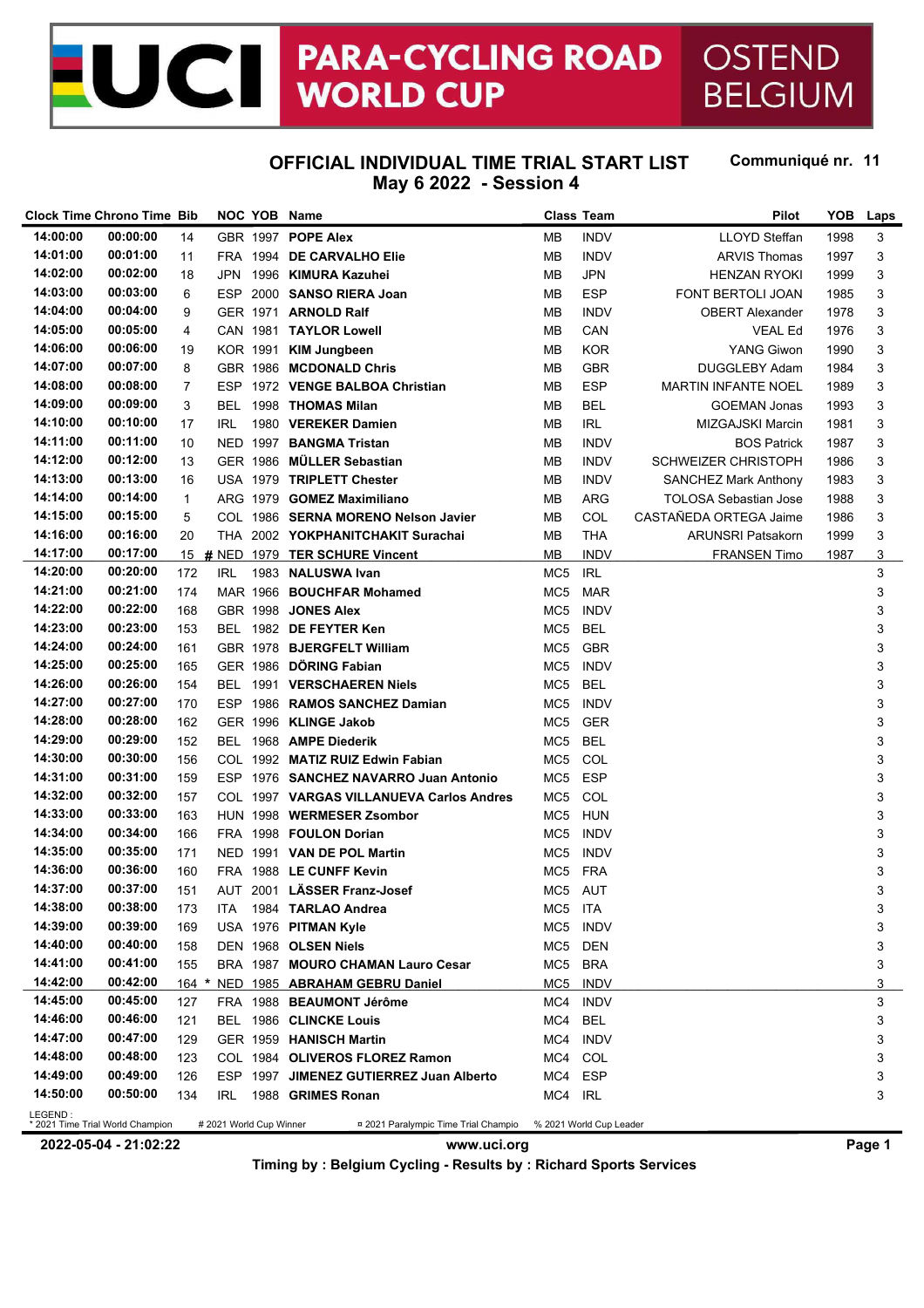# UCI PARA-CYCLING ROAD WORLD CUP OSTEND BELGIUM

## OFFICIAL INDIVIDUAL TIME TRIAL START LIST

**May 6 2022 - Session 4**

**Communiqué nr. 11**

| Clock Time | Chrono Time | Bib | | NOC | YOB | Name | Class | Team | Pilot | YOB | Laps |
|---|---|---|---|---|---|---|---|---|---|---|---|
| 14:00:00 | 00:00:00 | 14 | | GBR | 1997 | **POPE Alex** | MB | INDV | LLOYD Steffan | 1998 | 3 |
| 14:01:00 | 00:01:00 | 11 | | FRA | 1994 | **DE CARVALHO Elie** | MB | INDV | ARVIS Thomas | 1997 | 3 |
| 14:02:00 | 00:02:00 | 18 | | JPN | 1996 | **KIMURA Kazuhei** | MB | JPN | HENZAN RYOKI | 1999 | 3 |
| 14:03:00 | 00:03:00 | 6 | | ESP | 2000 | **SANSO RIERA Joan** | MB | ESP | FONT BERTOLI JOAN | 1985 | 3 |
| 14:04:00 | 00:04:00 | 9 | | GER | 1971 | **ARNOLD Ralf** | MB | INDV | OBERT Alexander | 1978 | 3 |
| 14:05:00 | 00:05:00 | 4 | | CAN | 1981 | **TAYLOR Lowell** | MB | CAN | VEAL Ed | 1976 | 3 |
| 14:06:00 | 00:06:00 | 19 | | KOR | 1991 | **KIM Jungbeen** | MB | KOR | YANG Giwon | 1990 | 3 |
| 14:07:00 | 00:07:00 | 8 | | GBR | 1986 | **MCDONALD Chris** | MB | GBR | DUGGLEBY Adam | 1984 | 3 |
| 14:08:00 | 00:08:00 | 7 | | ESP | 1972 | **VENGE BALBOA Christian** | MB | ESP | MARTIN INFANTE NOEL | 1989 | 3 |
| 14:09:00 | 00:09:00 | 3 | | BEL | 1998 | **THOMAS Milan** | MB | BEL | GOEMAN Jonas | 1993 | 3 |
| 14:10:00 | 00:10:00 | 17 | | IRL | 1980 | **VEREKER Damien** | MB | IRL | MIZGAJSKI Marcin | 1981 | 3 |
| 14:11:00 | 00:11:00 | 10 | | NED | 1997 | **BANGMA Tristan** | MB | INDV | BOS Patrick | 1987 | 3 |
| 14:12:00 | 00:12:00 | 13 | | GER | 1986 | **MÜLLER Sebastian** | MB | INDV | SCHWEIZER CHRISTOPH | 1986 | 3 |
| 14:13:00 | 00:13:00 | 16 | | USA | 1979 | **TRIPLETT Chester** | MB | INDV | SANCHEZ Mark Anthony | 1983 | 3 |
| 14:14:00 | 00:14:00 | 1 | | ARG | 1979 | **GOMEZ Maximiliano** | MB | ARG | TOLOSA Sebastian Jose | 1988 | 3 |
| 14:15:00 | 00:15:00 | 5 | | COL | 1986 | **SERNA MORENO Nelson Javier** | MB | COL | CASTAÑEDA ORTEGA Jaime | 1986 | 3 |
| 14:16:00 | 00:16:00 | 20 | | THA | 2002 | **YOKPHANITCHAKIT Surachai** | MB | THA | ARUNSRI Patsakorn | 1999 | 3 |
| 14:17:00 | 00:17:00 | 15 | # | NED | 1979 | **TER SCHURE Vincent** | MB | INDV | FRANSEN Timo | 1987 | 3 |
| 14:20:00 | 00:20:00 | 172 | | IRL | 1983 | **NALUSWA Ivan** | MC5 | IRL | | | 3 |
| 14:21:00 | 00:21:00 | 174 | | MAR | 1966 | **BOUCHFAR Mohamed** | MC5 | MAR | | | 3 |
| 14:22:00 | 00:22:00 | 168 | | GBR | 1998 | **JONES Alex** | MC5 | INDV | | | 3 |
| 14:23:00 | 00:23:00 | 153 | | BEL | 1982 | **DE FEYTER Ken** | MC5 | BEL | | | 3 |
| 14:24:00 | 00:24:00 | 161 | | GBR | 1978 | **BJERGFELT William** | MC5 | GBR | | | 3 |
| 14:25:00 | 00:25:00 | 165 | | GER | 1986 | **DÖRING Fabian** | MC5 | INDV | | | 3 |
| 14:26:00 | 00:26:00 | 154 | | BEL | 1991 | **VERSCHAEREN Niels** | MC5 | BEL | | | 3 |
| 14:27:00 | 00:27:00 | 170 | | ESP | 1986 | **RAMOS SANCHEZ Damian** | MC5 | INDV | | | 3 |
| 14:28:00 | 00:28:00 | 162 | | GER | 1996 | **KLINGE Jakob** | MC5 | GER | | | 3 |
| 14:29:00 | 00:29:00 | 152 | | BEL | 1968 | **AMPE Diederik** | MC5 | BEL | | | 3 |
| 14:30:00 | 00:30:00 | 156 | | COL | 1992 | **MATIZ RUIZ Edwin Fabian** | MC5 | COL | | | 3 |
| 14:31:00 | 00:31:00 | 159 | | ESP | 1976 | **SANCHEZ NAVARRO Juan Antonio** | MC5 | ESP | | | 3 |
| 14:32:00 | 00:32:00 | 157 | | COL | 1997 | **VARGAS VILLANUEVA Carlos Andres** | MC5 | COL | | | 3 |
| 14:33:00 | 00:33:00 | 163 | | HUN | 1998 | **WERMESER Zsombor** | MC5 | HUN | | | 3 |
| 14:34:00 | 00:34:00 | 166 | | FRA | 1998 | **FOULON Dorian** | MC5 | INDV | | | 3 |
| 14:35:00 | 00:35:00 | 171 | | NED | 1991 | **VAN DE POL Martin** | MC5 | INDV | | | 3 |
| 14:36:00 | 00:36:00 | 160 | | FRA | 1988 | **LE CUNFF Kevin** | MC5 | FRA | | | 3 |
| 14:37:00 | 00:37:00 | 151 | | AUT | 2001 | **LÄSSER Franz-Josef** | MC5 | AUT | | | 3 |
| 14:38:00 | 00:38:00 | 173 | | ITA | 1984 | **TARLAO Andrea** | MC5 | ITA | | | 3 |
| 14:39:00 | 00:39:00 | 169 | | USA | 1976 | **PITMAN Kyle** | MC5 | INDV | | | 3 |
| 14:40:00 | 00:40:00 | 158 | | DEN | 1968 | **OLSEN Niels** | MC5 | DEN | | | 3 |
| 14:41:00 | 00:41:00 | 155 | | BRA | 1987 | **MOURO CHAMAN Lauro Cesar** | MC5 | BRA | | | 3 |
| 14:42:00 | 00:42:00 | 164 | * | NED | 1985 | **ABRAHAM GEBRU Daniel** | MC5 | INDV | | | 3 |
| 14:45:00 | 00:45:00 | 127 | | FRA | 1988 | **BEAUMONT Jérôme** | MC4 | INDV | | | 3 |
| 14:46:00 | 00:46:00 | 121 | | BEL | 1986 | **CLINCKE Louis** | MC4 | BEL | | | 3 |
| 14:47:00 | 00:47:00 | 129 | | GER | 1959 | **HANISCH Martin** | MC4 | INDV | | | 3 |
| 14:48:00 | 00:48:00 | 123 | | COL | 1984 | **OLIVEROS FLOREZ Ramon** | MC4 | COL | | | 3 |
| 14:49:00 | 00:49:00 | 126 | | ESP | 1997 | **JIMENEZ GUTIERREZ Juan Alberto** | MC4 | ESP | | | 3 |
| 14:50:00 | 00:50:00 | 134 | | IRL | 1988 | **GRIMES Ronan** | MC4 | IRL | | | 3 |

LEGEND :
\* 2021 Time Trial World Champion # 2021 World Cup Winner ¤ 2021 Paralympic Time Trial Champio % 2021 World Cup Leader

2022-05-04 - 21:02:22 www.uci.org

Timing by : Belgium Cycling - Results by : Richard Sports Services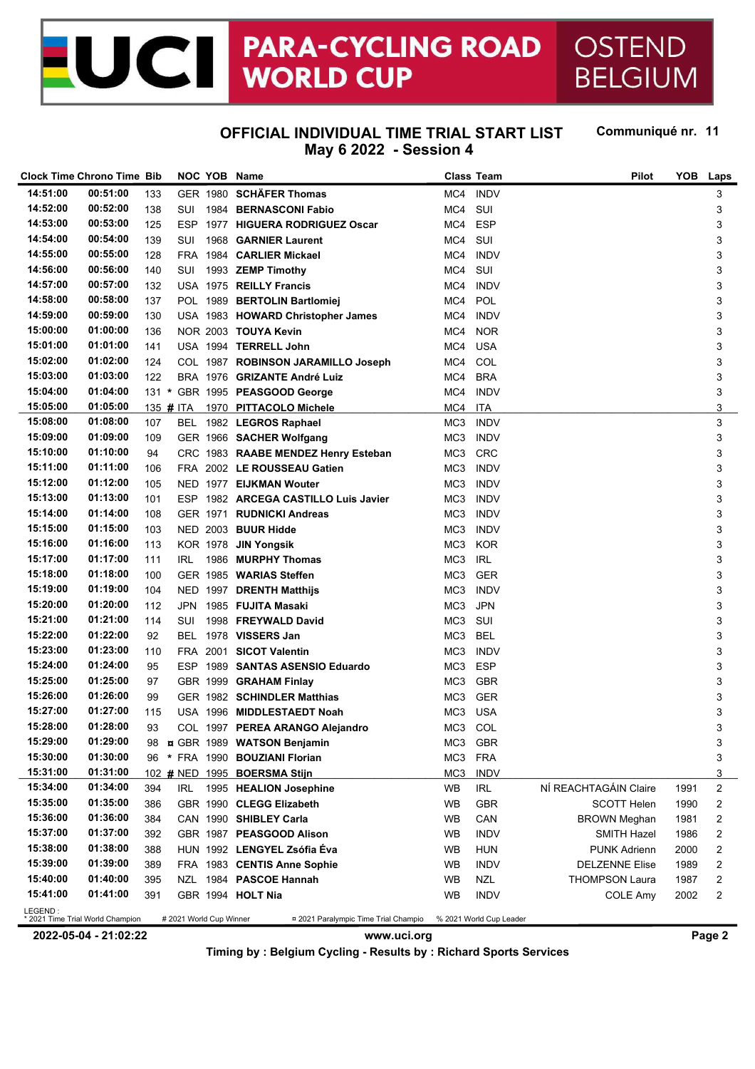# UCI PARA-CYCLING ROAD WORLD CUP OSTEND BELGIUM

## OFFICIAL INDIVIDUAL TIME TRIAL START LIST

**May 6 2022 - Session 4**

**Communiqué nr. 11**

| Clock Time | Chrono Time | Bib | | NOC | YOB | Name | Class | Team | Pilot | YOB | Laps |
|---|---|---|---|---|---|---|---|---|---|---|---|
| 14:51:00 | 00:51:00 | 133 | | GER | 1980 | **SCHÄFER Thomas** | MC4 | INDV | | | 3 |
| 14:52:00 | 00:52:00 | 138 | | SUI | 1984 | **BERNASCONI Fabio** | MC4 | SUI | | | 3 |
| 14:53:00 | 00:53:00 | 125 | | ESP | 1977 | **HIGUERA RODRIGUEZ Oscar** | MC4 | ESP | | | 3 |
| 14:54:00 | 00:54:00 | 139 | | SUI | 1968 | **GARNIER Laurent** | MC4 | SUI | | | 3 |
| 14:55:00 | 00:55:00 | 128 | | FRA | 1984 | **CARLIER Mickael** | MC4 | INDV | | | 3 |
| 14:56:00 | 00:56:00 | 140 | | SUI | 1993 | **ZEMP Timothy** | MC4 | SUI | | | 3 |
| 14:57:00 | 00:57:00 | 132 | | USA | 1975 | **REILLY Francis** | MC4 | INDV | | | 3 |
| 14:58:00 | 00:58:00 | 137 | | POL | 1989 | **BERTOLIN Bartlomiej** | MC4 | POL | | | 3 |
| 14:59:00 | 00:59:00 | 130 | | USA | 1983 | **HOWARD Christopher James** | MC4 | INDV | | | 3 |
| 15:00:00 | 01:00:00 | 136 | | NOR | 2003 | **TOUYA Kevin** | MC4 | NOR | | | 3 |
| 15:01:00 | 01:01:00 | 141 | | USA | 1994 | **TERRELL John** | MC4 | USA | | | 3 |
| 15:02:00 | 01:02:00 | 124 | | COL | 1987 | **ROBINSON JARAMILLO Joseph** | MC4 | COL | | | 3 |
| 15:03:00 | 01:03:00 | 122 | | BRA | 1976 | **GRIZANTE André Luiz** | MC4 | BRA | | | 3 |
| 15:04:00 | 01:04:00 | 131 | * | GBR | 1995 | **PEASGOOD George** | MC4 | INDV | | | 3 |
| 15:05:00 | 01:05:00 | 135 | # | ITA | 1970 | **PITTACOLO Michele** | MC4 | ITA | | | 3 |
| 15:08:00 | 01:08:00 | 107 | | BEL | 1982 | **LEGROS Raphael** | MC3 | INDV | | | 3 |
| 15:09:00 | 01:09:00 | 109 | | GER | 1966 | **SACHER Wolfgang** | MC3 | INDV | | | 3 |
| 15:10:00 | 01:10:00 | 94 | | CRC | 1983 | **RAABE MENDEZ Henry Esteban** | MC3 | CRC | | | 3 |
| 15:11:00 | 01:11:00 | 106 | | FRA | 2002 | **LE ROUSSEAU Gatien** | MC3 | INDV | | | 3 |
| 15:12:00 | 01:12:00 | 105 | | NED | 1977 | **EIJKMAN Wouter** | MC3 | INDV | | | 3 |
| 15:13:00 | 01:13:00 | 101 | | ESP | 1982 | **ARCEGA CASTILLO Luis Javier** | MC3 | INDV | | | 3 |
| 15:14:00 | 01:14:00 | 108 | | GER | 1971 | **RUDNICKI Andreas** | MC3 | INDV | | | 3 |
| 15:15:00 | 01:15:00 | 103 | | NED | 2003 | **BUUR Hidde** | MC3 | INDV | | | 3 |
| 15:16:00 | 01:16:00 | 113 | | KOR | 1978 | **JIN Yongsik** | MC3 | KOR | | | 3 |
| 15:17:00 | 01:17:00 | 111 | | IRL | 1986 | **MURPHY Thomas** | MC3 | IRL | | | 3 |
| 15:18:00 | 01:18:00 | 100 | | GER | 1985 | **WARIAS Steffen** | MC3 | GER | | | 3 |
| 15:19:00 | 01:19:00 | 104 | | NED | 1997 | **DRENTH Matthijs** | MC3 | INDV | | | 3 |
| 15:20:00 | 01:20:00 | 112 | | JPN | 1985 | **FUJITA Masaki** | MC3 | JPN | | | 3 |
| 15:21:00 | 01:21:00 | 114 | | SUI | 1998 | **FREYWALD David** | MC3 | SUI | | | 3 |
| 15:22:00 | 01:22:00 | 92 | | BEL | 1978 | **VISSERS Jan** | MC3 | BEL | | | 3 |
| 15:23:00 | 01:23:00 | 110 | | FRA | 2001 | **SICOT Valentin** | MC3 | INDV | | | 3 |
| 15:24:00 | 01:24:00 | 95 | | ESP | 1989 | **SANTAS ASENSIO Eduardo** | MC3 | ESP | | | 3 |
| 15:25:00 | 01:25:00 | 97 | | GBR | 1999 | **GRAHAM Finlay** | MC3 | GBR | | | 3 |
| 15:26:00 | 01:26:00 | 99 | | GER | 1982 | **SCHINDLER Matthias** | MC3 | GER | | | 3 |
| 15:27:00 | 01:27:00 | 115 | | USA | 1996 | **MIDDLESTAEDT Noah** | MC3 | USA | | | 3 |
| 15:28:00 | 01:28:00 | 93 | | COL | 1997 | **PEREA ARANGO Alejandro** | MC3 | COL | | | 3 |
| 15:29:00 | 01:29:00 | 98 | ¤ | GBR | 1989 | **WATSON Benjamin** | MC3 | GBR | | | 3 |
| 15:30:00 | 01:30:00 | 96 | * | FRA | 1990 | **BOUZIANI Florian** | MC3 | FRA | | | 3 |
| 15:31:00 | 01:31:00 | 102 | # | NED | 1995 | **BOERSMA Stijn** | MC3 | INDV | | | 3 |
| 15:34:00 | 01:34:00 | 394 | | IRL | 1995 | **HEALION Josephine** | WB | IRL | NÍ REACHTAGÁIN Claire | 1991 | 2 |
| 15:35:00 | 01:35:00 | 386 | | GBR | 1990 | **CLEGG Elizabeth** | WB | GBR | SCOTT Helen | 1990 | 2 |
| 15:36:00 | 01:36:00 | 384 | | CAN | 1990 | **SHIBLEY Carla** | WB | CAN | BROWN Meghan | 1981 | 2 |
| 15:37:00 | 01:37:00 | 392 | | GBR | 1987 | **PEASGOOD Alison** | WB | INDV | SMITH Hazel | 1986 | 2 |
| 15:38:00 | 01:38:00 | 388 | | HUN | 1992 | **LENGYEL Zsófia Éva** | WB | HUN | PUNK Adrienn | 2000 | 2 |
| 15:39:00 | 01:39:00 | 389 | | FRA | 1983 | **CENTIS Anne Sophie** | WB | INDV | DELZENNE Elise | 1989 | 2 |
| 15:40:00 | 01:40:00 | 395 | | NZL | 1984 | **PASCOE Hannah** | WB | NZL | THOMPSON Laura | 1987 | 2 |
| 15:41:00 | 01:41:00 | 391 | | GBR | 1994 | **HOLT Nia** | WB | INDV | COLE Amy | 2002 | 2 |

LEGEND :
\* 2021 Time Trial World Champion # 2021 World Cup Winner ¤ 2021 Paralympic Time Trial Champio % 2021 World Cup Leader

**2022-05-04 - 21:02:22** **www.uci.org**

**Timing by : Belgium Cycling - Results by : Richard Sports Services**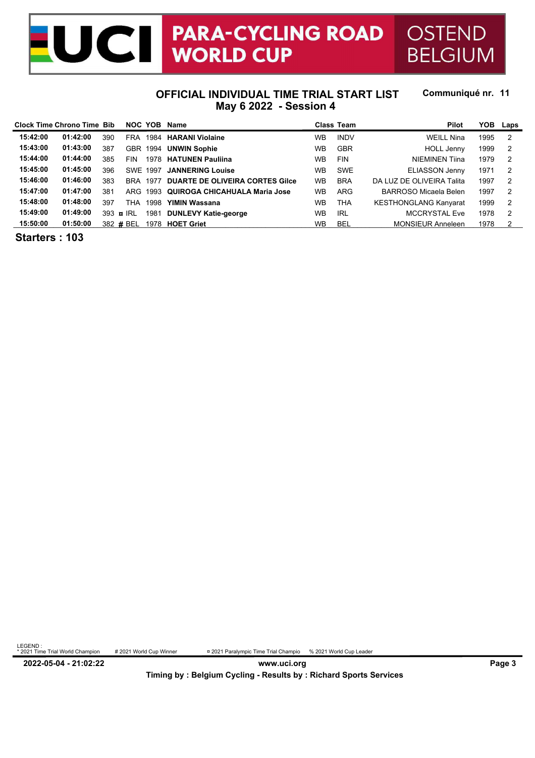UCI PARA-CYCLING ROAD WORLD CUP OSTEND BELGIUM

## OFFICIAL INDIVIDUAL TIME TRIAL START LIST

**Communiqué nr. 11**

### May 6 2022 - Session 4

| Clock Time | Chrono Time | Bib | | NOC | YOB | Name | Class | Team | Pilot | YOB | Laps |
|---|---|---|---|---|---|---|---|---|---|---|---|
| 15:42:00 | 01:42:00 | 390 | | FRA | 1984 | **HARANI Violaine** | WB | INDV | WEILL Nina | 1995 | 2 |
| 15:43:00 | 01:43:00 | 387 | | GBR | 1994 | **UNWIN Sophie** | WB | GBR | HOLL Jenny | 1999 | 2 |
| 15:44:00 | 01:44:00 | 385 | | FIN | 1978 | **HATUNEN Pauliina** | WB | FIN | NIEMINEN Tiina | 1979 | 2 |
| 15:45:00 | 01:45:00 | 396 | | SWE | 1997 | **JANNERING Louise** | WB | SWE | ELIASSON Jenny | 1971 | 2 |
| 15:46:00 | 01:46:00 | 383 | | BRA | 1977 | **DUARTE DE OLIVEIRA CORTES Gilce** | WB | BRA | DA LUZ DE OLIVEIRA Talita | 1997 | 2 |
| 15:47:00 | 01:47:00 | 381 | | ARG | 1993 | **QUIROGA CHICAHUALA Maria Jose** | WB | ARG | BARROSO Micaela Belen | 1997 | 2 |
| 15:48:00 | 01:48:00 | 397 | | THA | 1998 | **YIMIN Wassana** | WB | THA | KESTHONGLANG Kanyarat | 1999 | 2 |
| 15:49:00 | 01:49:00 | 393 | ¤ | IRL | 1981 | **DUNLEVY Katie-george** | WB | IRL | MCCRYSTAL Eve | 1978 | 2 |
| 15:50:00 | 01:50:00 | 382 | # | BEL | 1978 | **HOET Griet** | WB | BEL | MONSIEUR Anneleen | 1978 | 2 |

**Starters : 103**

LEGEND :
* 2021 Time Trial World Champion # 2021 World Cup Winner ¤ 2021 Paralympic Time Trial Champio % 2021 World Cup Leader

2022-05-04 - 21:02:22 www.uci.org

Timing by : Belgium Cycling - Results by : Richard Sports Services